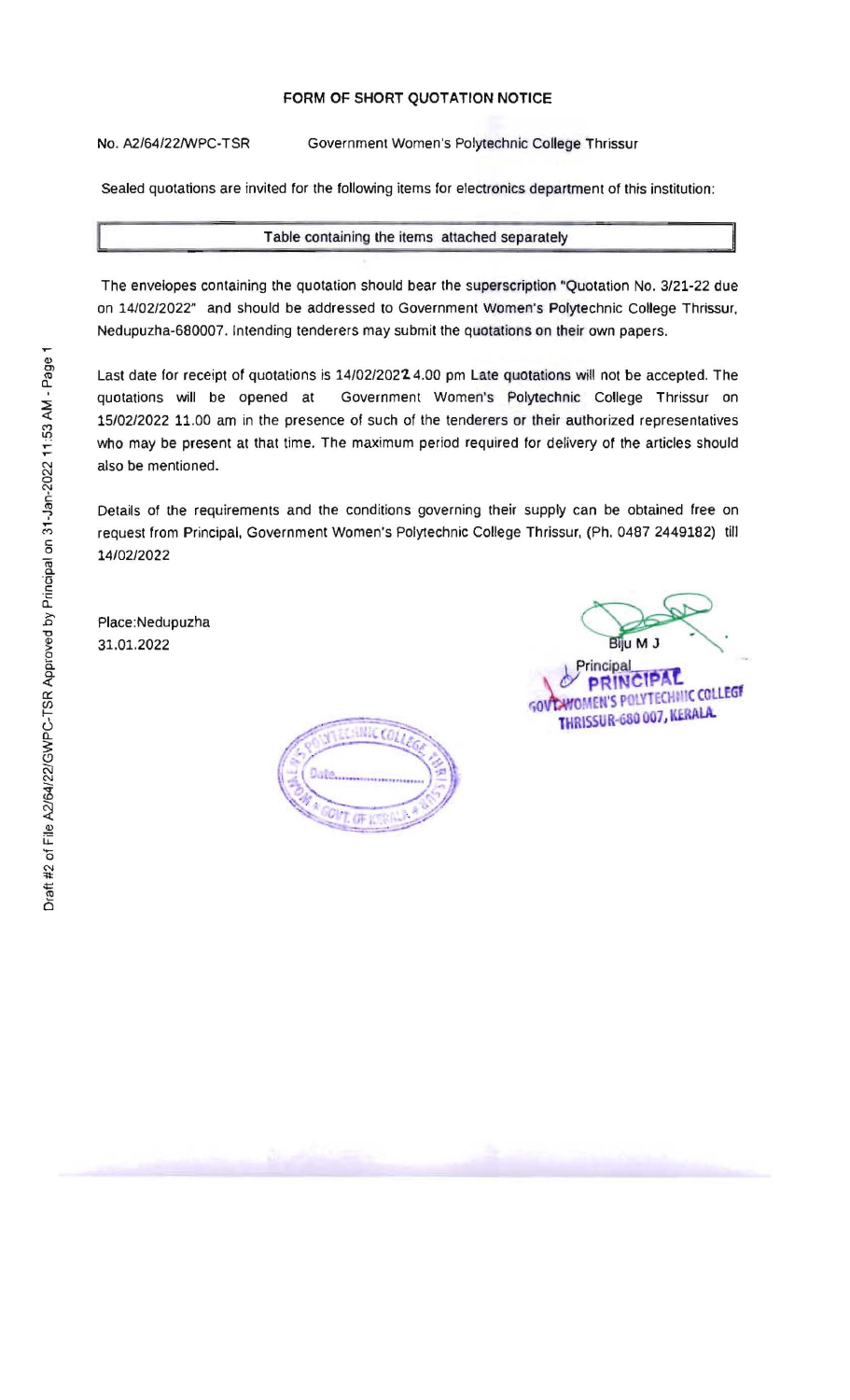# FORM OF SHORT QUOTATION NOTICE

No. A2/64/22/WPC-TSR Government Women's Polytechnic College Thrissur

Sealed quotations are invited for the following items for electronics department of this institution:

| Table containing the items attached separately |
|---|

The envelopes containing the quotation should bear the superscription "Quotation No. 3/21-22 due on 14/02/2022" and should be addressed to Government Women's Polytechnic College Thrissur, Nedupuzha-680007. Intending tenderers may submit the quotations on their own papers.

Last date for receipt of quotations is 14/02/2022 4.00 pm Late quotations will not be accepted. The quotations will be opened at Government Women's Polytechnic College Thrissur on 15/02/2022 11.00 am in the presence of such of the tenderers or their authorized representatives who may be present at that time. The maximum period required for delivery of the articles should also be mentioned.

Details of the requirements and the conditions governing their supply can be obtained free on request from Principal, Government Women's Polytechnic College Thrissur, (Ph. 0487 2449182) till 14/02/2022

Place:Nedupuzha
31.01.2022

Biju M J
Principal
PRINCIPAL
GOVT. WOMEN'S POLYTECHNIC COLLEGE
THRISSUR-680 007, KERALA

Draft #2 of File A2/64/22/GWPC-TSR Approved by Principal on 31-Jan-2022 11:53 AM - Page 1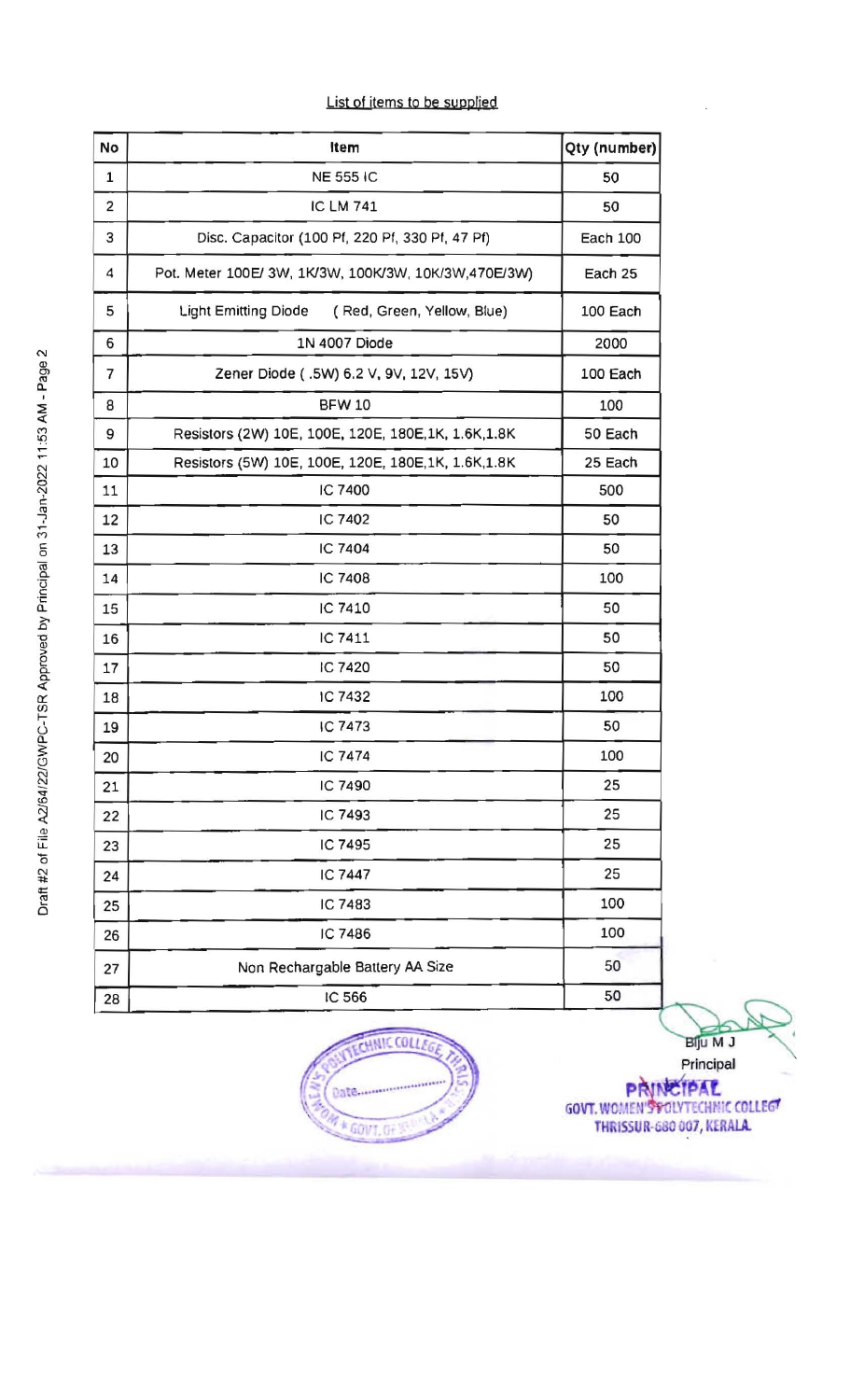List of items to be supplied

| No | Item | Qty (number) |
|---|---|---|
| 1 | NE 555 IC | 50 |
| 2 | IC LM 741 | 50 |
| 3 | Disc. Capacitor (100 Pf, 220 Pf, 330 Pf, 47 Pf) | Each 100 |
| 4 | Pot. Meter 100E/ 3W, 1K/3W, 100K/3W, 10K/3W,470E/3W) | Each 25 |
| 5 | Light Emitting Diode ( Red, Green, Yellow, Blue) | 100 Each |
| 6 | 1N 4007 Diode | 2000 |
| 7 | Zener Diode ( .5W) 6.2 V, 9V, 12V, 15V) | 100 Each |
| 8 | BFW 10 | 100 |
| 9 | Resistors (2W) 10E, 100E, 120E, 180E,1K, 1.6K,1.8K | 50 Each |
| 10 | Resistors (5W) 10E, 100E, 120E, 180E,1K, 1.6K,1.8K | 25 Each |
| 11 | IC 7400 | 500 |
| 12 | IC 7402 | 50 |
| 13 | IC 7404 | 50 |
| 14 | IC 7408 | 100 |
| 15 | IC 7410 | 50 |
| 16 | IC 7411 | 50 |
| 17 | IC 7420 | 50 |
| 18 | IC 7432 | 100 |
| 19 | IC 7473 | 50 |
| 20 | IC 7474 | 100 |
| 21 | IC 7490 | 25 |
| 22 | IC 7493 | 25 |
| 23 | IC 7495 | 25 |
| 24 | IC 7447 | 25 |
| 25 | IC 7483 | 100 |
| 26 | IC 7486 | 100 |
| 27 | Non Rechargable Battery AA Size | 50 |
| 28 | IC 566 | 50 |

Biju M J
Principal

PRINCIPAL
GOVT. WOMEN'S POLYTECHNIC COLLEGE
THRISSUR-680 007, KERALA.

Draft #2 of File A2/64/22/GWPC-TSR Approved by Principal on 31-Jan-2022 11:53 AM - Page 2